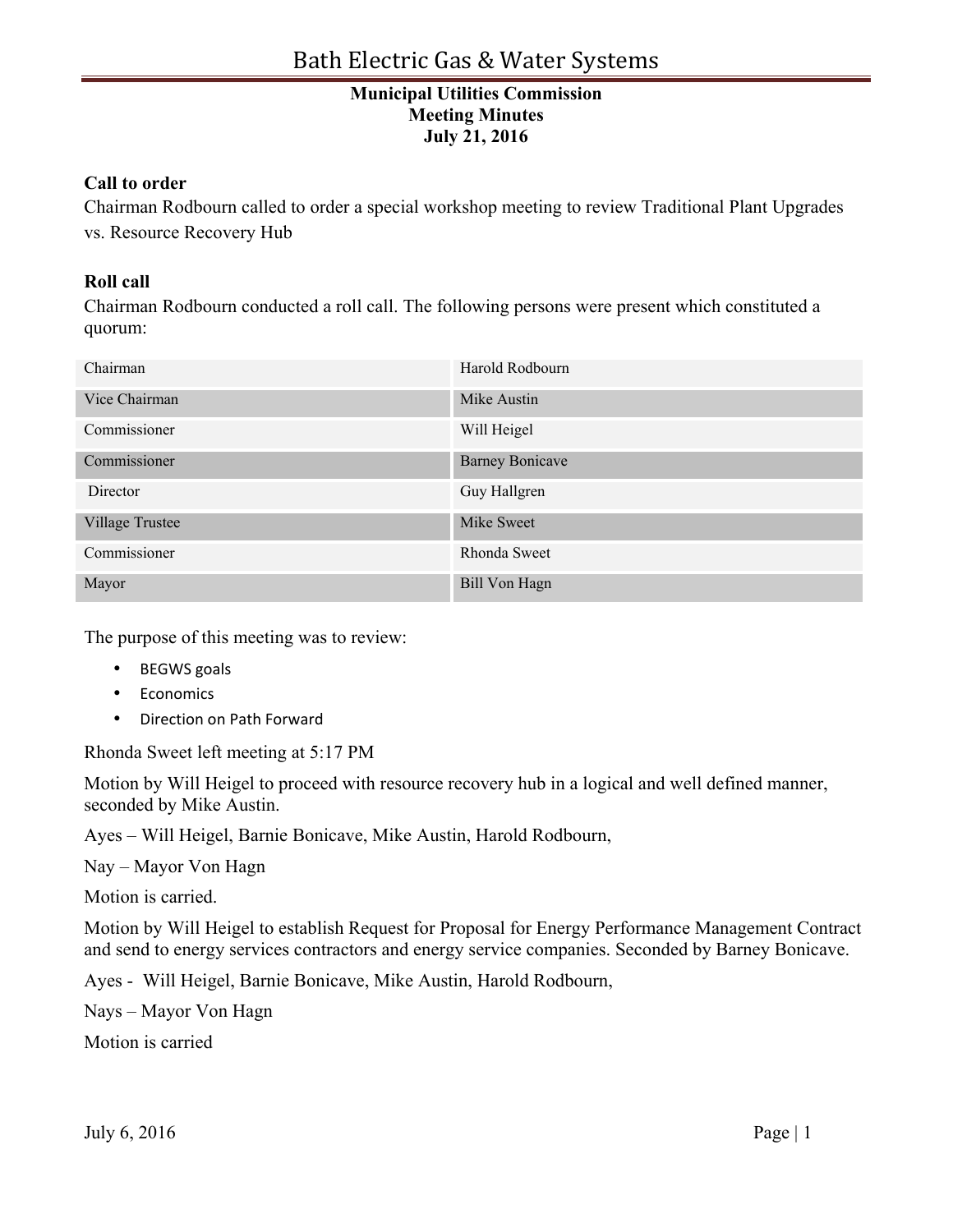# Bath Electric Gas & Water Systems

**Municipal Utilities Commission**
**Meeting Minutes**
**July 21, 2016**

### Call to order

Chairman Rodbourn called to order a special workshop meeting to review Traditional Plant Upgrades vs. Resource Recovery Hub

### Roll call

Chairman Rodbourn conducted a roll call. The following persons were present which constituted a quorum:

| | |
|---|---|
| Chairman | Harold Rodbourn |
| Vice Chairman | Mike Austin |
| Commissioner | Will Heigel |
| Commissioner | Barney Bonicave |
| Director | Guy Hallgren |
| Village Trustee | Mike Sweet |
| Commissioner | Rhonda Sweet |
| Mayor | Bill Von Hagn |

The purpose of this meeting was to review:

- BEGWS goals
- Economics
- Direction on Path Forward

Rhonda Sweet left meeting at 5:17 PM

Motion by Will Heigel to proceed with resource recovery hub in a logical and well defined manner, seconded by Mike Austin.

Ayes – Will Heigel, Barnie Bonicave, Mike Austin, Harold Rodbourn,

Nay – Mayor Von Hagn

Motion is carried.

Motion by Will Heigel to establish Request for Proposal for Energy Performance Management Contract and send to energy services contractors and energy service companies. Seconded by Barney Bonicave.

Ayes - Will Heigel, Barnie Bonicave, Mike Austin, Harold Rodbourn,

Nays – Mayor Von Hagn

Motion is carried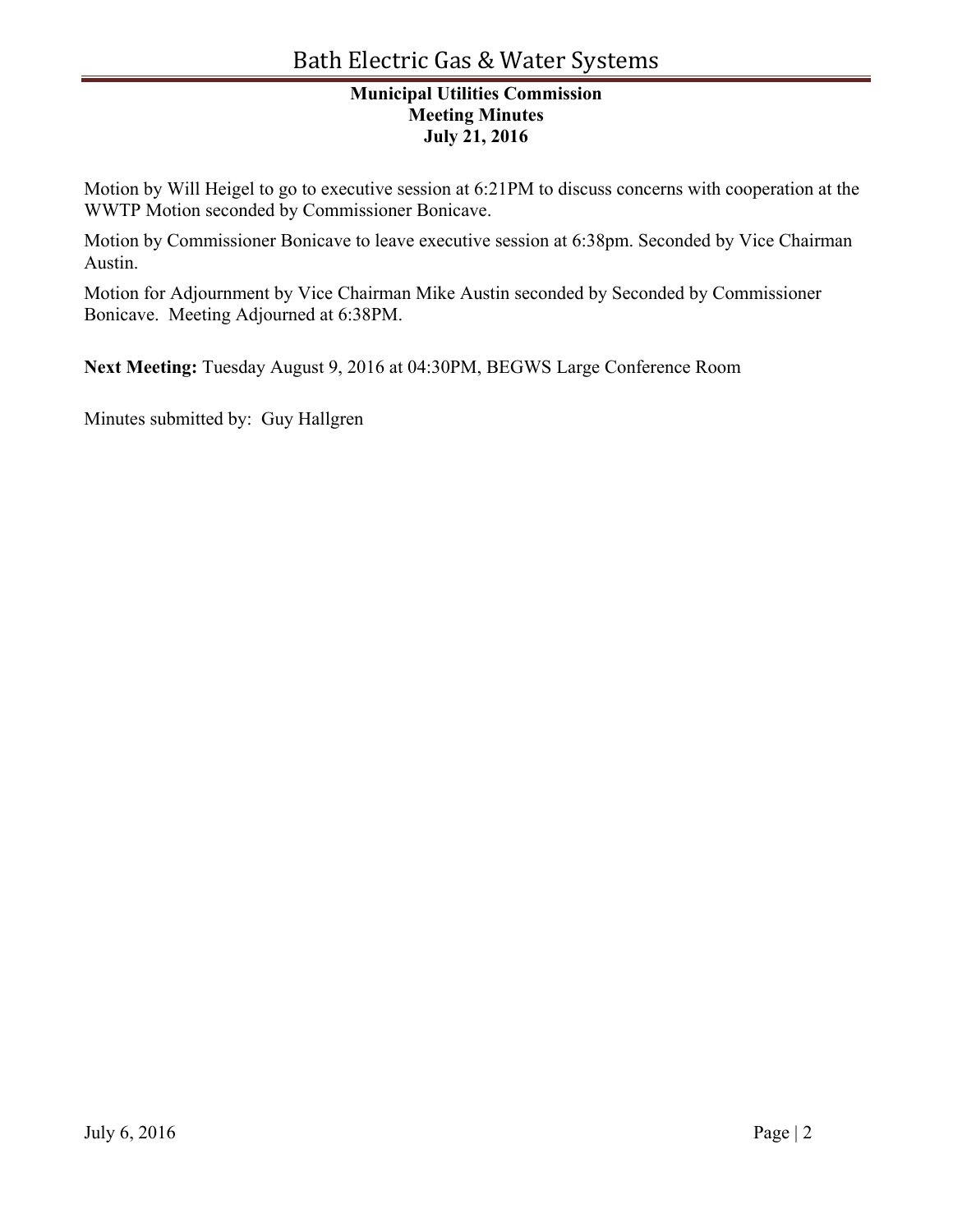**Municipal Utilities Commission**
**Meeting Minutes**
**July 21, 2016**

Motion by Will Heigel to go to executive session at 6:21PM to discuss concerns with cooperation at the WWTP Motion seconded by Commissioner Bonicave.

Motion by Commissioner Bonicave to leave executive session at 6:38pm. Seconded by Vice Chairman Austin.

Motion for Adjournment by Vice Chairman Mike Austin seconded by Seconded by Commissioner Bonicave. Meeting Adjourned at 6:38PM.

**Next Meeting:** Tuesday August 9, 2016 at 04:30PM, BEGWS Large Conference Room

Minutes submitted by: Guy Hallgren